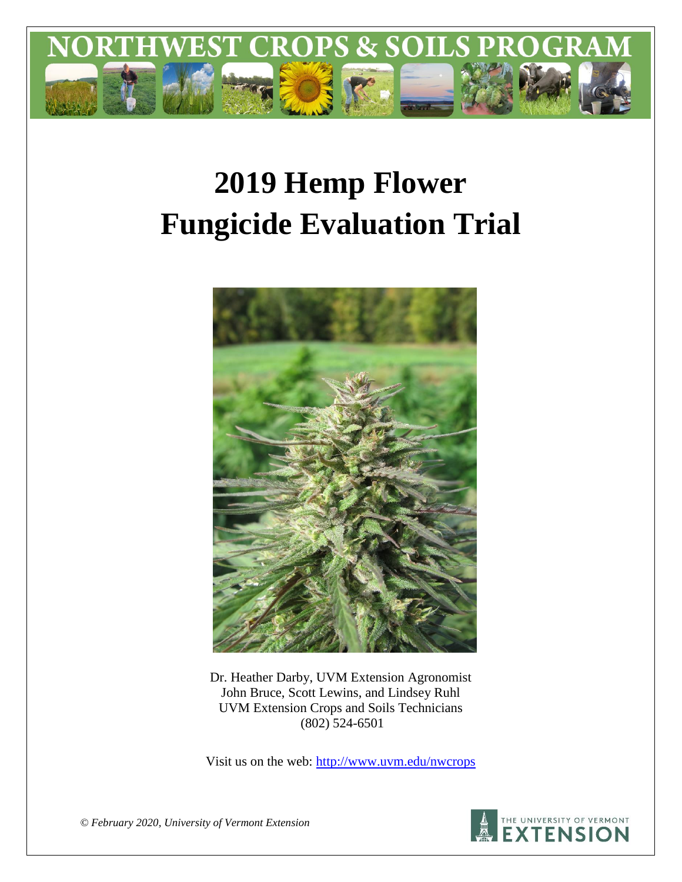# NORTHWEST CROPS & SOILS PROGRAM

# 2019 Hemp Flower Fungicide Evaluation Trial

Dr. Heather Darby, UVM Extension Agronomist
John Bruce, Scott Lewins, and Lindsey Ruhl
UVM Extension Crops and Soils Technicians
(802) 524-6501

Visit us on the web: http://www.uvm.edu/nwcrops

*© February 2020, University of Vermont Extension*

THE UNIVERSITY OF VERMONT EXTENSION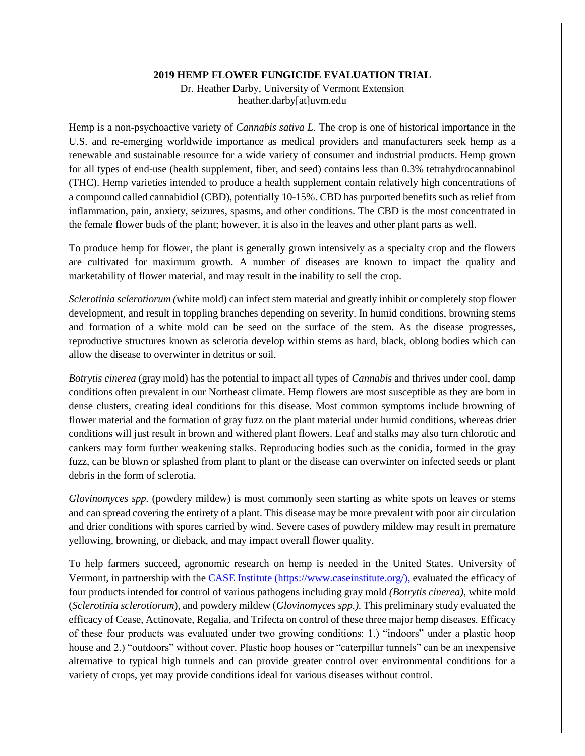**2019 HEMP FLOWER FUNGICIDE EVALUATION TRIAL**

Dr. Heather Darby, University of Vermont Extension
heather.darby[at]uvm.edu

Hemp is a non-psychoactive variety of *Cannabis sativa L*. The crop is one of historical importance in the U.S. and re-emerging worldwide importance as medical providers and manufacturers seek hemp as a renewable and sustainable resource for a wide variety of consumer and industrial products. Hemp grown for all types of end-use (health supplement, fiber, and seed) contains less than 0.3% tetrahydrocannabinol (THC). Hemp varieties intended to produce a health supplement contain relatively high concentrations of a compound called cannabidiol (CBD), potentially 10-15%. CBD has purported benefits such as relief from inflammation, pain, anxiety, seizures, spasms, and other conditions. The CBD is the most concentrated in the female flower buds of the plant; however, it is also in the leaves and other plant parts as well.

To produce hemp for flower, the plant is generally grown intensively as a specialty crop and the flowers are cultivated for maximum growth. A number of diseases are known to impact the quality and marketability of flower material, and may result in the inability to sell the crop.

*Sclerotinia sclerotiorum (*white mold) can infect stem material and greatly inhibit or completely stop flower development, and result in toppling branches depending on severity. In humid conditions, browning stems and formation of a white mold can be seed on the surface of the stem. As the disease progresses, reproductive structures known as sclerotia develop within stems as hard, black, oblong bodies which can allow the disease to overwinter in detritus or soil.

*Botrytis cinerea* (gray mold) has the potential to impact all types of *Cannabis* and thrives under cool, damp conditions often prevalent in our Northeast climate. Hemp flowers are most susceptible as they are born in dense clusters, creating ideal conditions for this disease. Most common symptoms include browning of flower material and the formation of gray fuzz on the plant material under humid conditions, whereas drier conditions will just result in brown and withered plant flowers. Leaf and stalks may also turn chlorotic and cankers may form further weakening stalks. Reproducing bodies such as the conidia, formed in the gray fuzz, can be blown or splashed from plant to plant or the disease can overwinter on infected seeds or plant debris in the form of sclerotia.

*Glovinomyces spp.* (powdery mildew) is most commonly seen starting as white spots on leaves or stems and can spread covering the entirety of a plant. This disease may be more prevalent with poor air circulation and drier conditions with spores carried by wind. Severe cases of powdery mildew may result in premature yellowing, browning, or dieback, and may impact overall flower quality.

To help farmers succeed, agronomic research on hemp is needed in the United States. University of Vermont, in partnership with the CASE Institute (https://www.caseinstitute.org/), evaluated the efficacy of four products intended for control of various pathogens including gray mold *(Botrytis cinerea)*, white mold (*Sclerotinia sclerotiorum*), and powdery mildew (*Glovinomyces spp.).* This preliminary study evaluated the efficacy of Cease, Actinovate, Regalia, and Trifecta on control of these three major hemp diseases. Efficacy of these four products was evaluated under two growing conditions: 1.) "indoors" under a plastic hoop house and 2.) "outdoors" without cover. Plastic hoop houses or "caterpillar tunnels" can be an inexpensive alternative to typical high tunnels and can provide greater control over environmental conditions for a variety of crops, yet may provide conditions ideal for various diseases without control.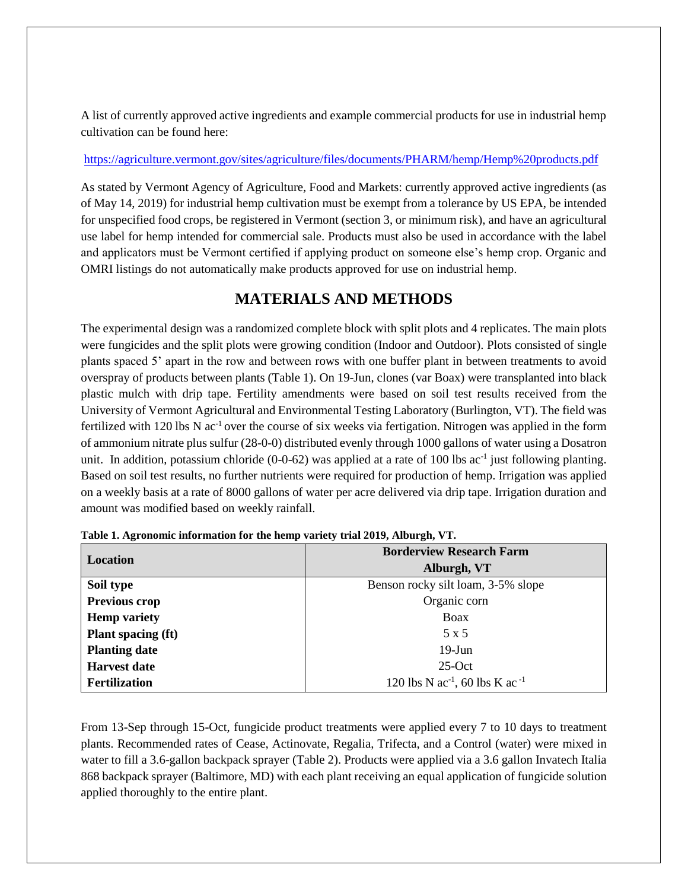A list of currently approved active ingredients and example commercial products for use in industrial hemp cultivation can be found here:

https://agriculture.vermont.gov/sites/agriculture/files/documents/PHARM/hemp/Hemp%20products.pdf

As stated by Vermont Agency of Agriculture, Food and Markets: currently approved active ingredients (as of May 14, 2019) for industrial hemp cultivation must be exempt from a tolerance by US EPA, be intended for unspecified food crops, be registered in Vermont (section 3, or minimum risk), and have an agricultural use label for hemp intended for commercial sale. Products must also be used in accordance with the label and applicators must be Vermont certified if applying product on someone else's hemp crop. Organic and OMRI listings do not automatically make products approved for use on industrial hemp.

## MATERIALS AND METHODS

The experimental design was a randomized complete block with split plots and 4 replicates. The main plots were fungicides and the split plots were growing condition (Indoor and Outdoor). Plots consisted of single plants spaced 5' apart in the row and between rows with one buffer plant in between treatments to avoid overspray of products between plants (Table 1). On 19-Jun, clones (var Boax) were transplanted into black plastic mulch with drip tape. Fertility amendments were based on soil test results received from the University of Vermont Agricultural and Environmental Testing Laboratory (Burlington, VT). The field was fertilized with 120 lbs N $ac^{-1}$ over the course of six weeks via fertigation. Nitrogen was applied in the form of ammonium nitrate plus sulfur (28-0-0) distributed evenly through 1000 gallons of water using a Dosatron unit. In addition, potassium chloride (0-0-62) was applied at a rate of 100 lbs $ac^{-1}$ just following planting. Based on soil test results, no further nutrients were required for production of hemp. Irrigation was applied on a weekly basis at a rate of 8000 gallons of water per acre delivered via drip tape. Irrigation duration and amount was modified based on weekly rainfall.

**Table 1. Agronomic information for the hemp variety trial 2019, Alburgh, VT.**

| Location | Borderview Research Farm Alburgh, VT |
|---|---|
| **Soil type** | Benson rocky silt loam, 3-5% slope |
| **Previous crop** | Organic corn |
| **Hemp variety** | Boax |
| **Plant spacing (ft)** | 5 x 5 |
| **Planting date** | 19-Jun |
| **Harvest date** | 25-Oct |
| **Fertilization** | 120 lbs N $ac^{-1}$, 60 lbs K $ac^{-1}$ |

From 13-Sep through 15-Oct, fungicide product treatments were applied every 7 to 10 days to treatment plants. Recommended rates of Cease, Actinovate, Regalia, Trifecta, and a Control (water) were mixed in water to fill a 3.6-gallon backpack sprayer (Table 2). Products were applied via a 3.6 gallon Invatech Italia 868 backpack sprayer (Baltimore, MD) with each plant receiving an equal application of fungicide solution applied thoroughly to the entire plant.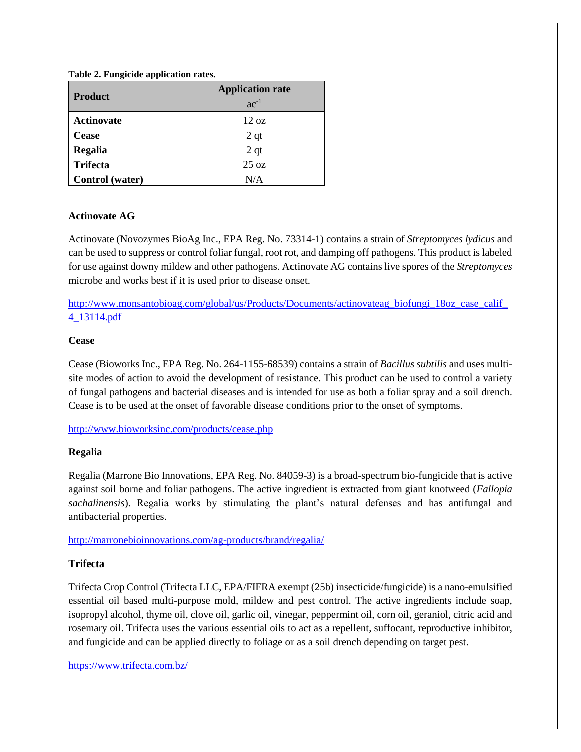**Table 2. Fungicide application rates.**

| Product | Application rate $ac^{-1}$ |
|---|---|
| **Actinovate** | 12 oz |
| **Cease** | 2 qt |
| **Regalia** | 2 qt |
| **Trifecta** | 25 oz |
| **Control (water)** | N/A |

### Actinovate AG

Actinovate (Novozymes BioAg Inc., EPA Reg. No. 73314-1) contains a strain of *Streptomyces lydicus* and can be used to suppress or control foliar fungal, root rot, and damping off pathogens. This product is labeled for use against downy mildew and other pathogens. Actinovate AG contains live spores of the *Streptomyces* microbe and works best if it is used prior to disease onset.

http://www.monsantobioag.com/global/us/Products/Documents/actinovateag_biofungi_18oz_case_calif_4_13114.pdf

### Cease

Cease (Bioworks Inc., EPA Reg. No. 264-1155-68539) contains a strain of *Bacillus subtilis* and uses multi-site modes of action to avoid the development of resistance. This product can be used to control a variety of fungal pathogens and bacterial diseases and is intended for use as both a foliar spray and a soil drench. Cease is to be used at the onset of favorable disease conditions prior to the onset of symptoms.

http://www.bioworksinc.com/products/cease.php

### Regalia

Regalia (Marrone Bio Innovations, EPA Reg. No. 84059-3) is a broad-spectrum bio-fungicide that is active against soil borne and foliar pathogens. The active ingredient is extracted from giant knotweed (*Fallopia sachalinensis*). Regalia works by stimulating the plant's natural defenses and has antifungal and antibacterial properties.

http://marronebioinnovations.com/ag-products/brand/regalia/

### Trifecta

Trifecta Crop Control (Trifecta LLC, EPA/FIFRA exempt (25b) insecticide/fungicide) is a nano-emulsified essential oil based multi-purpose mold, mildew and pest control. The active ingredients include soap, isopropyl alcohol, thyme oil, clove oil, garlic oil, vinegar, peppermint oil, corn oil, geraniol, citric acid and rosemary oil. Trifecta uses the various essential oils to act as a repellent, suffocant, reproductive inhibitor, and fungicide and can be applied directly to foliage or as a soil drench depending on target pest.

https://www.trifecta.com.bz/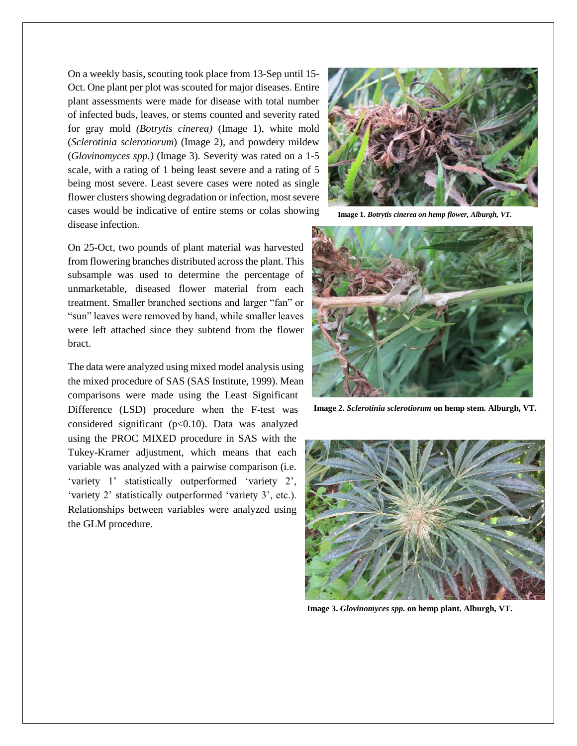On a weekly basis, scouting took place from 13-Sep until 15-Oct. One plant per plot was scouted for major diseases. Entire plant assessments were made for disease with total number of infected buds, leaves, or stems counted and severity rated for gray mold *(Botrytis cinerea)* (Image 1), white mold (*Sclerotinia sclerotiorum*) (Image 2), and powdery mildew (*Glovinomyces spp.)* (Image 3). Severity was rated on a 1-5 scale, with a rating of 1 being least severe and a rating of 5 being most severe. Least severe cases were noted as single flower clusters showing degradation or infection, most severe cases would be indicative of entire stems or colas showing disease infection.

**Image 1.** ***Botrytis cinerea on hemp flower, Alburgh, VT.***

On 25-Oct, two pounds of plant material was harvested from flowering branches distributed across the plant. This subsample was used to determine the percentage of unmarketable, diseased flower material from each treatment. Smaller branched sections and larger "fan" or "sun" leaves were removed by hand, while smaller leaves were left attached since they subtend from the flower bract.

**Image 2.** ***Sclerotinia sclerotiorum*** **on hemp stem. Alburgh, VT.**

The data were analyzed using mixed model analysis using the mixed procedure of SAS (SAS Institute, 1999). Mean comparisons were made using the Least Significant Difference (LSD) procedure when the F-test was considered significant ($p<0.10$). Data was analyzed using the PROC MIXED procedure in SAS with the Tukey-Kramer adjustment, which means that each variable was analyzed with a pairwise comparison (i.e. 'variety 1' statistically outperformed 'variety 2', 'variety 2' statistically outperformed 'variety 3', etc.). Relationships between variables were analyzed using the GLM procedure.

**Image 3.** ***Glovinomyces spp.*** **on hemp plant. Alburgh, VT.**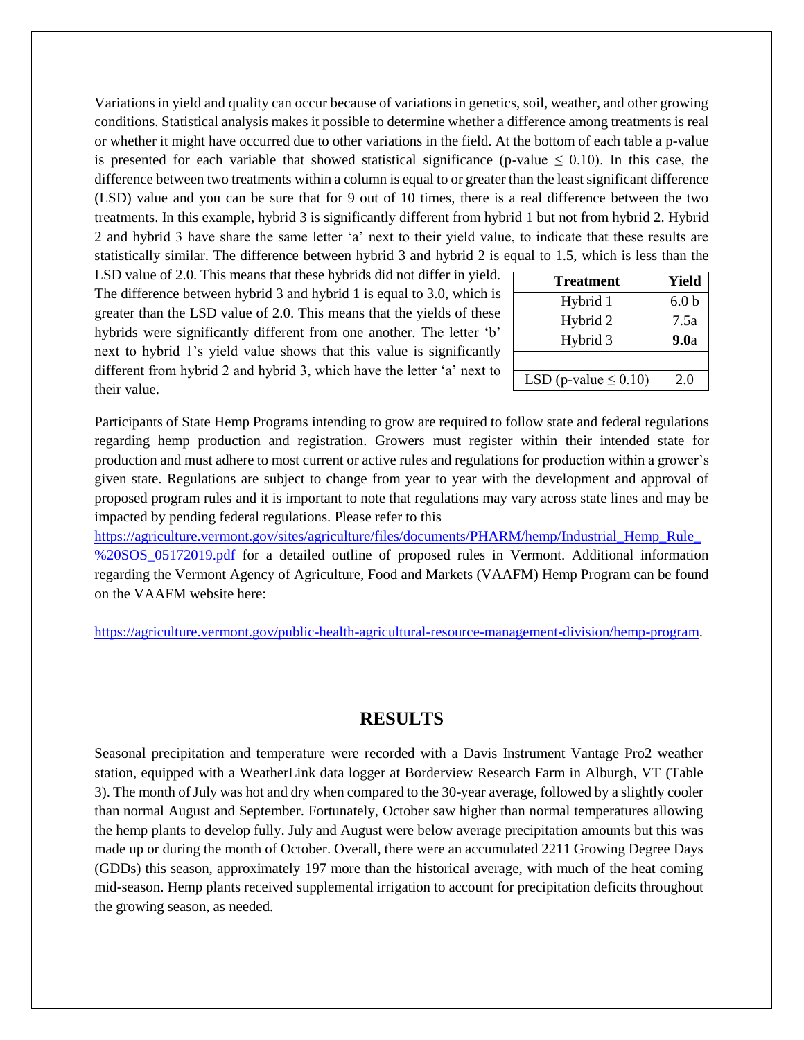Variations in yield and quality can occur because of variations in genetics, soil, weather, and other growing conditions. Statistical analysis makes it possible to determine whether a difference among treatments is real or whether it might have occurred due to other variations in the field. At the bottom of each table a p-value is presented for each variable that showed statistical significance (p-value ≤ 0.10). In this case, the difference between two treatments within a column is equal to or greater than the least significant difference (LSD) value and you can be sure that for 9 out of 10 times, there is a real difference between the two treatments. In this example, hybrid 3 is significantly different from hybrid 1 but not from hybrid 2. Hybrid 2 and hybrid 3 have share the same letter 'a' next to their yield value, to indicate that these results are statistically similar. The difference between hybrid 3 and hybrid 2 is equal to 1.5, which is less than the LSD value of 2.0. This means that these hybrids did not differ in yield. The difference between hybrid 3 and hybrid 1 is equal to 3.0, which is greater than the LSD value of 2.0. This means that the yields of these hybrids were significantly different from one another. The letter 'b' next to hybrid 1's yield value shows that this value is significantly different from hybrid 2 and hybrid 3, which have the letter 'a' next to their value.

| Treatment | Yield |
|---|---|
| Hybrid 1 | 6.0 b |
| Hybrid 2 | 7.5a |
| Hybrid 3 | **9.0**a |
| | |
| LSD (p-value ≤ 0.10) | 2.0 |

Participants of State Hemp Programs intending to grow are required to follow state and federal regulations regarding hemp production and registration. Growers must register within their intended state for production and must adhere to most current or active rules and regulations for production within a grower's given state. Regulations are subject to change from year to year with the development and approval of proposed program rules and it is important to note that regulations may vary across state lines and may be impacted by pending federal regulations. Please refer to this https://agriculture.vermont.gov/sites/agriculture/files/documents/PHARM/hemp/Industrial_Hemp_Rule_%20SOS_05172019.pdf for a detailed outline of proposed rules in Vermont. Additional information regarding the Vermont Agency of Agriculture, Food and Markets (VAAFM) Hemp Program can be found on the VAAFM website here:

https://agriculture.vermont.gov/public-health-agricultural-resource-management-division/hemp-program.

## RESULTS

Seasonal precipitation and temperature were recorded with a Davis Instrument Vantage Pro2 weather station, equipped with a WeatherLink data logger at Borderview Research Farm in Alburgh, VT (Table 3). The month of July was hot and dry when compared to the 30-year average, followed by a slightly cooler than normal August and September. Fortunately, October saw higher than normal temperatures allowing the hemp plants to develop fully. July and August were below average precipitation amounts but this was made up or during the month of October. Overall, there were an accumulated 2211 Growing Degree Days (GDDs) this season, approximately 197 more than the historical average, with much of the heat coming mid-season. Hemp plants received supplemental irrigation to account for precipitation deficits throughout the growing season, as needed.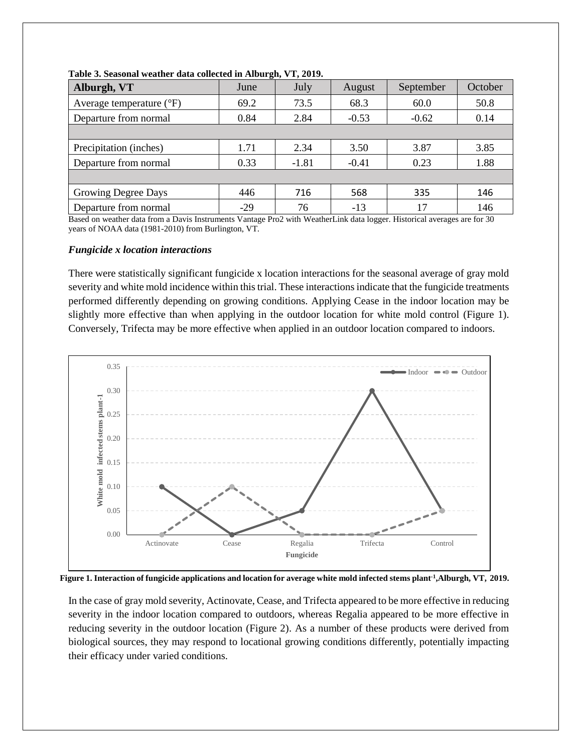**Table 3. Seasonal weather data collected in Alburgh, VT, 2019.**

| Alburgh, VT | June | July | August | September | October |
|---|---|---|---|---|---|
| Average temperature (°F) | 69.2 | 73.5 | 68.3 | 60.0 | 50.8 |
| Departure from normal | 0.84 | 2.84 | -0.53 | -0.62 | 0.14 |
| | | | | | |
| Precipitation (inches) | 1.71 | 2.34 | 3.50 | 3.87 | 3.85 |
| Departure from normal | 0.33 | -1.81 | -0.41 | 0.23 | 1.88 |
| | | | | | |
| Growing Degree Days | 446 | 716 | 568 | 335 | 146 |
| Departure from normal | -29 | 76 | -13 | 17 | 146 |

Based on weather data from a Davis Instruments Vantage Pro2 with WeatherLink data logger. Historical averages are for 30 years of NOAA data (1981-2010) from Burlington, VT.

### *Fungicide x location interactions*

There were statistically significant fungicide x location interactions for the seasonal average of gray mold severity and white mold incidence within this trial. These interactions indicate that the fungicide treatments performed differently depending on growing conditions. Applying Cease in the indoor location may be slightly more effective than when applying in the outdoor location for white mold control (Figure 1). Conversely, Trifecta may be more effective when applied in an outdoor location compared to indoors.

**Figure 1. Interaction of fungicide applications and location for average white mold infected stems plant$^{-1}$, Alburgh, VT, 2019.**

In the case of gray mold severity, Actinovate, Cease, and Trifecta appeared to be more effective in reducing severity in the indoor location compared to outdoors, whereas Regalia appeared to be more effective in reducing severity in the outdoor location (Figure 2). As a number of these products were derived from biological sources, they may respond to locational growing conditions differently, potentially impacting their efficacy under varied conditions.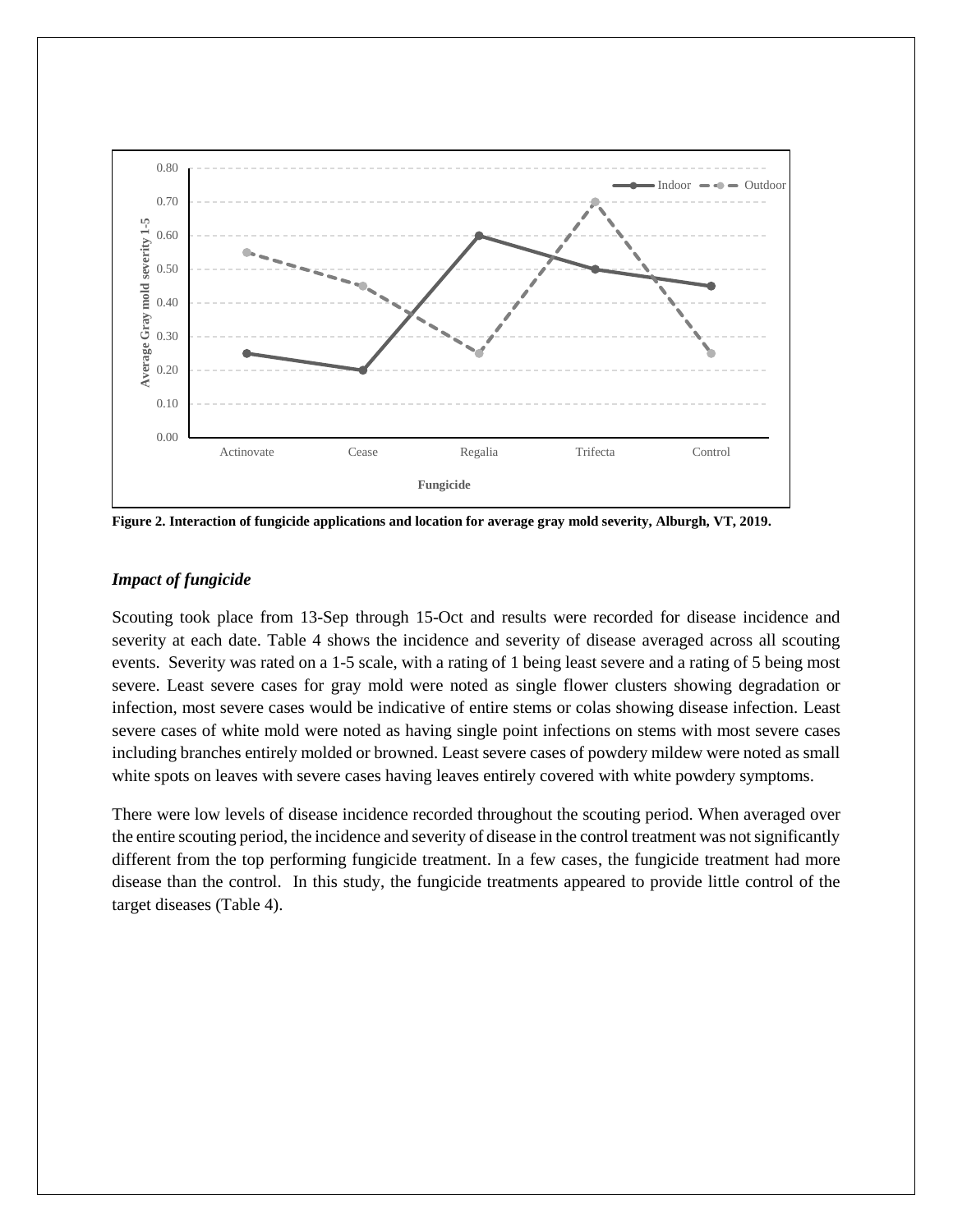Figure 2. Interaction of fungicide applications and location for average gray mold severity, Alburgh, VT, 2019.

### *Impact of fungicide*

Scouting took place from 13-Sep through 15-Oct and results were recorded for disease incidence and severity at each date. Table 4 shows the incidence and severity of disease averaged across all scouting events. Severity was rated on a 1-5 scale, with a rating of 1 being least severe and a rating of 5 being most severe. Least severe cases for gray mold were noted as single flower clusters showing degradation or infection, most severe cases would be indicative of entire stems or colas showing disease infection. Least severe cases of white mold were noted as having single point infections on stems with most severe cases including branches entirely molded or browned. Least severe cases of powdery mildew were noted as small white spots on leaves with severe cases having leaves entirely covered with white powdery symptoms.

There were low levels of disease incidence recorded throughout the scouting period. When averaged over the entire scouting period, the incidence and severity of disease in the control treatment was not significantly different from the top performing fungicide treatment. In a few cases, the fungicide treatment had more disease than the control. In this study, the fungicide treatments appeared to provide little control of the target diseases (Table 4).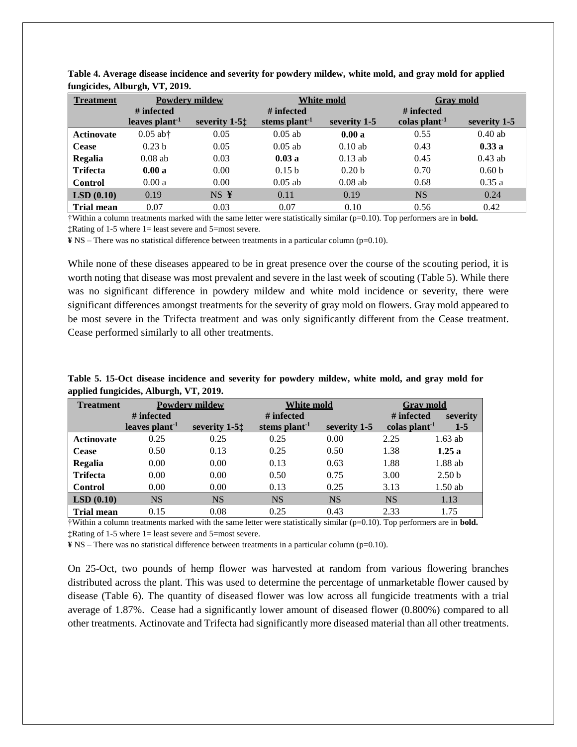**Table 4. Average disease incidence and severity for powdery mildew, white mold, and gray mold for applied fungicides, Alburgh, VT, 2019.**

| Treatment | Powdery mildew | | White mold | | Gray mold | |
|---|---|---|---|---|---|---|
| | # infected leaves plant$^{-1}$ | severity 1-5‡ | # infected stems plant$^{-1}$ | severity 1-5 | # infected colas plant$^{-1}$ | severity 1-5 |
| **Actinovate** | 0.05 ab† | 0.05 | 0.05 ab | **0.00 a** | 0.55 | 0.40 ab |
| **Cease** | 0.23 b | 0.05 | 0.05 ab | 0.10 ab | 0.43 | **0.33 a** |
| **Regalia** | 0.08 ab | 0.03 | **0.03 a** | 0.13 ab | 0.45 | 0.43 ab |
| **Trifecta** | **0.00 a** | 0.00 | 0.15 b | 0.20 b | 0.70 | 0.60 b |
| **Control** | 0.00 a | 0.00 | 0.05 ab | 0.08 ab | 0.68 | 0.35 a |
| **LSD (0.10)** | 0.19 | NS ¥ | 0.11 | 0.19 | NS | 0.24 |
| **Trial mean** | 0.07 | 0.03 | 0.07 | 0.10 | 0.56 | 0.42 |

†Within a column treatments marked with the same letter were statistically similar (p=0.10). Top performers are in **bold.**
‡Rating of 1-5 where 1= least severe and 5=most severe.
¥ NS – There was no statistical difference between treatments in a particular column (p=0.10).

While none of these diseases appeared to be in great presence over the course of the scouting period, it is worth noting that disease was most prevalent and severe in the last week of scouting (Table 5). While there was no significant difference in powdery mildew and white mold incidence or severity, there were significant differences amongst treatments for the severity of gray mold on flowers. Gray mold appeared to be most severe in the Trifecta treatment and was only significantly different from the Cease treatment. Cease performed similarly to all other treatments.

**Table 5. 15-Oct disease incidence and severity for powdery mildew, white mold, and gray mold for applied fungicides, Alburgh, VT, 2019.**

| Treatment | Powdery mildew | | White mold | | Gray mold | |
|---|---|---|---|---|---|---|
| | # infected leaves plant$^{-1}$ | severity 1-5‡ | # infected stems plant$^{-1}$ | severity 1-5 | # infected colas plant$^{-1}$ | severity 1-5 |
| **Actinovate** | 0.25 | 0.25 | 0.25 | 0.00 | 2.25 | 1.63 ab |
| **Cease** | 0.50 | 0.13 | 0.25 | 0.50 | 1.38 | **1.25 a** |
| **Regalia** | 0.00 | 0.00 | 0.13 | 0.63 | 1.88 | 1.88 ab |
| **Trifecta** | 0.00 | 0.00 | 0.50 | 0.75 | 3.00 | 2.50 b |
| **Control** | 0.00 | 0.00 | 0.13 | 0.25 | 3.13 | 1.50 ab |
| **LSD (0.10)** | NS | NS | NS | NS | NS | 1.13 |
| **Trial mean** | 0.15 | 0.08 | 0.25 | 0.43 | 2.33 | 1.75 |

†Within a column treatments marked with the same letter were statistically similar (p=0.10). Top performers are in **bold.**
‡Rating of 1-5 where 1= least severe and 5=most severe.
¥ NS – There was no statistical difference between treatments in a particular column (p=0.10).

On 25-Oct, two pounds of hemp flower was harvested at random from various flowering branches distributed across the plant. This was used to determine the percentage of unmarketable flower caused by disease (Table 6). The quantity of diseased flower was low across all fungicide treatments with a trial average of 1.87%. Cease had a significantly lower amount of diseased flower (0.800%) compared to all other treatments. Actinovate and Trifecta had significantly more diseased material than all other treatments.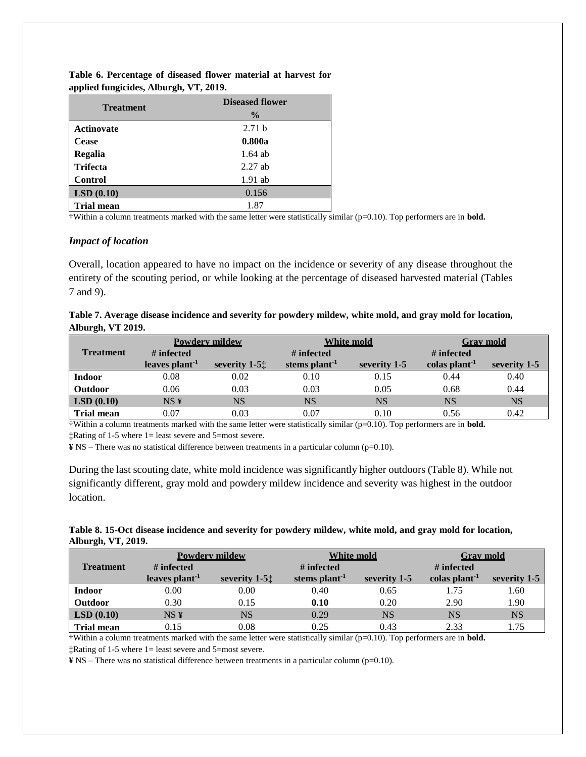**Table 6. Percentage of diseased flower material at harvest for applied fungicides, Alburgh, VT, 2019.**

| Treatment | Diseased flower |
|---|---|
| | % |
| **Actinovate** | 2.71 b |
| **Cease** | **0.800a** |
| **Regalia** | 1.64 ab |
| **Trifecta** | 2.27 ab |
| **Control** | 1.91 ab |
| **LSD (0.10)** | 0.156 |
| **Trial mean** | 1.87 |

†Within a column treatments marked with the same letter were statistically similar (p=0.10). Top performers are in **bold.**

### *Impact of location*

Overall, location appeared to have no impact on the incidence or severity of any disease throughout the entirety of the scouting period, or while looking at the percentage of diseased harvested material (Tables 7 and 9).

**Table 7. Average disease incidence and severity for powdery mildew, white mold, and gray mold for location, Alburgh, VT 2019.**

| Treatment | Powdery mildew | | White mold | | Gray mold | |
|---|---|---|---|---|---|---|
| | # infected leaves plant$^{-1}$ | severity 1-5‡ | # infected stems plant$^{-1}$ | severity 1-5 | # infected colas plant$^{-1}$ | severity 1-5 |
| **Indoor** | 0.08 | 0.02 | 0.10 | 0.15 | 0.44 | 0.40 |
| **Outdoor** | 0.06 | 0.03 | 0.03 | 0.05 | 0.68 | 0.44 |
| **LSD (0.10)** | NS ¥ | NS | NS | NS | NS | NS |
| **Trial mean** | 0.07 | 0.03 | 0.07 | 0.10 | 0.56 | 0.42 |

†Within a column treatments marked with the same letter were statistically similar (p=0.10). Top performers are in **bold.**

‡Rating of 1-5 where 1= least severe and 5=most severe.

¥ NS – There was no statistical difference between treatments in a particular column (p=0.10).

During the last scouting date, white mold incidence was significantly higher outdoors (Table 8). While not significantly different, gray mold and powdery mildew incidence and severity was highest in the outdoor location.

**Table 8. 15-Oct disease incidence and severity for powdery mildew, white mold, and gray mold for location, Alburgh, VT, 2019.**

| Treatment | Powdery mildew | | White mold | | Gray mold | |
|---|---|---|---|---|---|---|
| | # infected leaves plant$^{-1}$ | severity 1-5‡ | # infected stems plant$^{-1}$ | severity 1-5 | # infected colas plant$^{-1}$ | severity 1-5 |
| **Indoor** | 0.00 | 0.00 | 0.40 | 0.65 | 1.75 | 1.60 |
| **Outdoor** | 0.30 | 0.15 | **0.10** | 0.20 | 2.90 | 1.90 |
| **LSD (0.10)** | NS ¥ | NS | 0.29 | NS | NS | NS |
| **Trial mean** | 0.15 | 0.08 | 0.25 | 0.43 | 2.33 | 1.75 |

†Within a column treatments marked with the same letter were statistically similar (p=0.10). Top performers are in **bold.**

‡Rating of 1-5 where 1= least severe and 5=most severe.

¥ NS – There was no statistical difference between treatments in a particular column (p=0.10).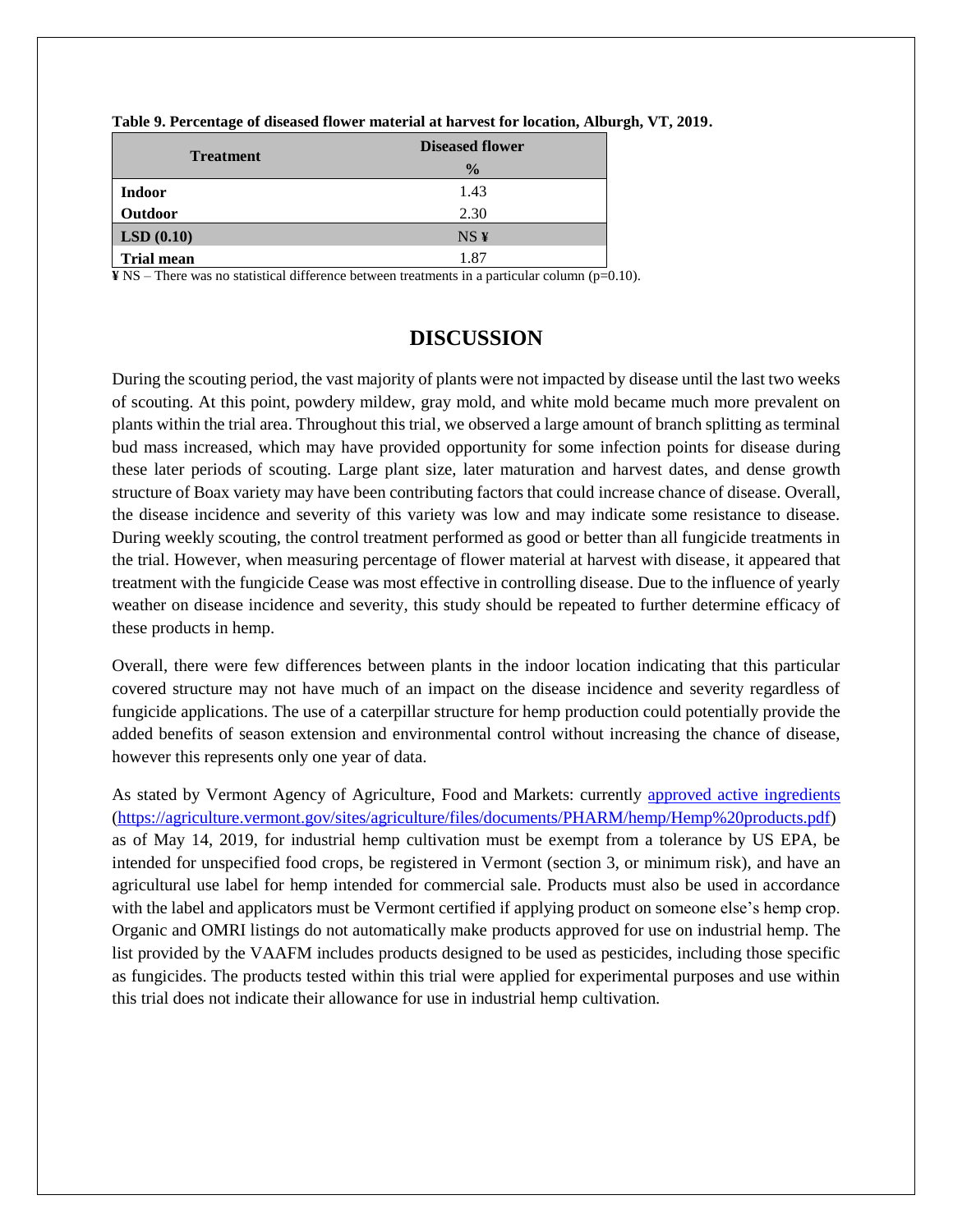**Table 9. Percentage of diseased flower material at harvest for location, Alburgh, VT, 2019.**

| Treatment | Diseased flower |
|---|---|
| | % |
| **Indoor** | 1.43 |
| **Outdoor** | 2.30 |
| **LSD (0.10)** | NS ¥ |
| **Trial mean** | 1.87 |

¥ NS – There was no statistical difference between treatments in a particular column (p=0.10).

# DISCUSSION

During the scouting period, the vast majority of plants were not impacted by disease until the last two weeks of scouting. At this point, powdery mildew, gray mold, and white mold became much more prevalent on plants within the trial area. Throughout this trial, we observed a large amount of branch splitting as terminal bud mass increased, which may have provided opportunity for some infection points for disease during these later periods of scouting. Large plant size, later maturation and harvest dates, and dense growth structure of Boax variety may have been contributing factors that could increase chance of disease. Overall, the disease incidence and severity of this variety was low and may indicate some resistance to disease. During weekly scouting, the control treatment performed as good or better than all fungicide treatments in the trial. However, when measuring percentage of flower material at harvest with disease, it appeared that treatment with the fungicide Cease was most effective in controlling disease. Due to the influence of yearly weather on disease incidence and severity, this study should be repeated to further determine efficacy of these products in hemp.

Overall, there were few differences between plants in the indoor location indicating that this particular covered structure may not have much of an impact on the disease incidence and severity regardless of fungicide applications. The use of a caterpillar structure for hemp production could potentially provide the added benefits of season extension and environmental control without increasing the chance of disease, however this represents only one year of data.

As stated by Vermont Agency of Agriculture, Food and Markets: currently [approved active ingredients](https://agriculture.vermont.gov/sites/agriculture/files/documents/PHARM/hemp/Hemp%20products.pdf) (https://agriculture.vermont.gov/sites/agriculture/files/documents/PHARM/hemp/Hemp%20products.pdf) as of May 14, 2019, for industrial hemp cultivation must be exempt from a tolerance by US EPA, be intended for unspecified food crops, be registered in Vermont (section 3, or minimum risk), and have an agricultural use label for hemp intended for commercial sale. Products must also be used in accordance with the label and applicators must be Vermont certified if applying product on someone else's hemp crop. Organic and OMRI listings do not automatically make products approved for use on industrial hemp. The list provided by the VAAFM includes products designed to be used as pesticides, including those specific as fungicides. The products tested within this trial were applied for experimental purposes and use within this trial does not indicate their allowance for use in industrial hemp cultivation.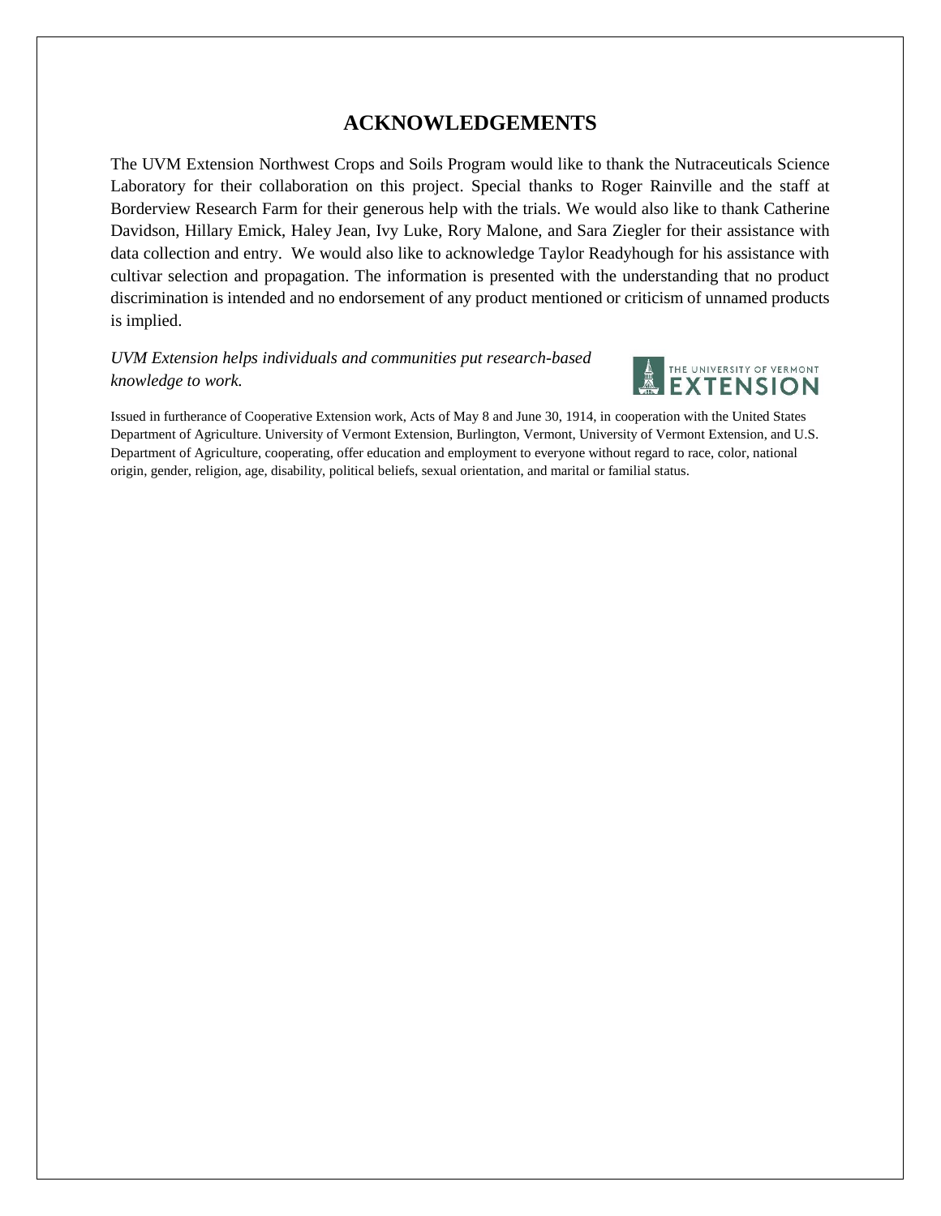## ACKNOWLEDGEMENTS

The UVM Extension Northwest Crops and Soils Program would like to thank the Nutraceuticals Science Laboratory for their collaboration on this project. Special thanks to Roger Rainville and the staff at Borderview Research Farm for their generous help with the trials. We would also like to thank Catherine Davidson, Hillary Emick, Haley Jean, Ivy Luke, Rory Malone, and Sara Ziegler for their assistance with data collection and entry. We would also like to acknowledge Taylor Readyhough for his assistance with cultivar selection and propagation. The information is presented with the understanding that no product discrimination is intended and no endorsement of any product mentioned or criticism of unnamed products is implied.

*UVM Extension helps individuals and communities put research-based knowledge to work.*

THE UNIVERSITY OF VERMONT EXTENSION

Issued in furtherance of Cooperative Extension work, Acts of May 8 and June 30, 1914, in cooperation with the United States Department of Agriculture. University of Vermont Extension, Burlington, Vermont, University of Vermont Extension, and U.S. Department of Agriculture, cooperating, offer education and employment to everyone without regard to race, color, national origin, gender, religion, age, disability, political beliefs, sexual orientation, and marital or familial status.